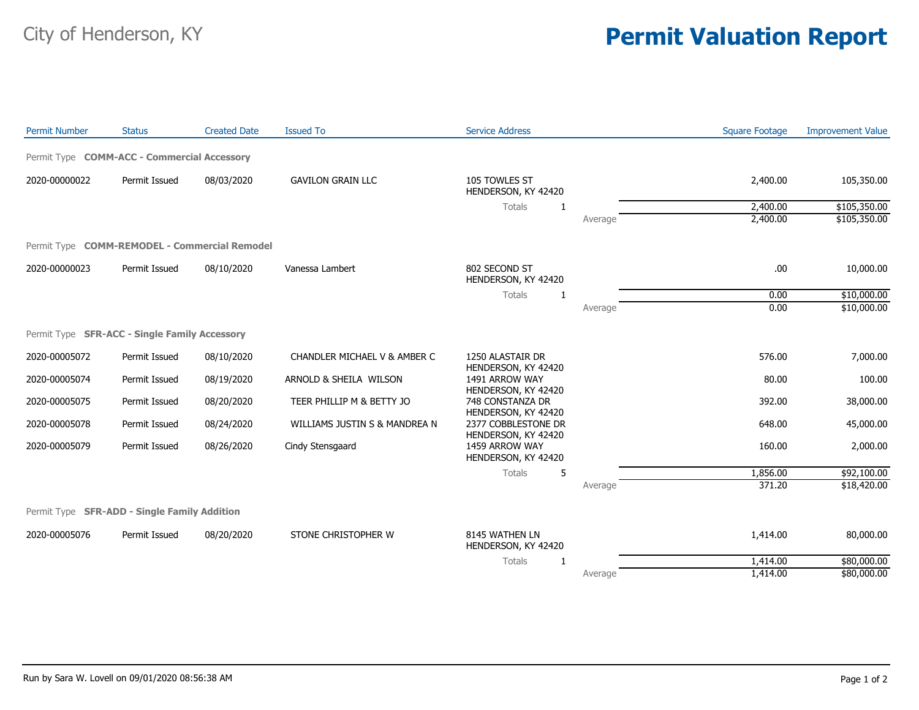# City of Henderson, KY

# Permit Valuation Report

| Permit Number | Status | Created Date | Issued To | Service Address | | Square Footage | Improvement Value |
|---|---|---|---|---|---|---|---|
| **Permit Type COMM-ACC - Commercial Accessory** | | | | | | | |
| 2020-00000022 | Permit Issued | 08/03/2020 | GAVILON GRAIN LLC | 105 TOWLES ST HENDERSON, KY 42420 | | 2,400.00 | 105,350.00 |
| | | | | Totals 1 | | 2,400.00 | $105,350.00 |
| | | | | | Average | 2,400.00 | $105,350.00 |
| **Permit Type COMM-REMODEL - Commercial Remodel** | | | | | | | |
| 2020-00000023 | Permit Issued | 08/10/2020 | Vanessa Lambert | 802 SECOND ST HENDERSON, KY 42420 | | .00 | 10,000.00 |
| | | | | Totals 1 | | 0.00 | $10,000.00 |
| | | | | | Average | 0.00 | $10,000.00 |
| **Permit Type SFR-ACC - Single Family Accessory** | | | | | | | |
| 2020-00005072 | Permit Issued | 08/10/2020 | CHANDLER MICHAEL V & AMBER C | 1250 ALASTAIR DR HENDERSON, KY 42420 | | 576.00 | 7,000.00 |
| 2020-00005074 | Permit Issued | 08/19/2020 | ARNOLD & SHEILA WILSON | 1491 ARROW WAY HENDERSON, KY 42420 | | 80.00 | 100.00 |
| 2020-00005075 | Permit Issued | 08/20/2020 | TEER PHILLIP M & BETTY JO | 748 CONSTANZA DR HENDERSON, KY 42420 | | 392.00 | 38,000.00 |
| 2020-00005078 | Permit Issued | 08/24/2020 | WILLIAMS JUSTIN S & MANDREA N | 2377 COBBLESTONE DR HENDERSON, KY 42420 | | 648.00 | 45,000.00 |
| 2020-00005079 | Permit Issued | 08/26/2020 | Cindy Stensgaard | 1459 ARROW WAY HENDERSON, KY 42420 | | 160.00 | 2,000.00 |
| | | | | Totals 5 | | 1,856.00 | $92,100.00 |
| | | | | | Average | 371.20 | $18,420.00 |
| **Permit Type SFR-ADD - Single Family Addition** | | | | | | | |
| 2020-00005076 | Permit Issued | 08/20/2020 | STONE CHRISTOPHER W | 8145 WATHEN LN HENDERSON, KY 42420 | | 1,414.00 | 80,000.00 |
| | | | | Totals 1 | | 1,414.00 | $80,000.00 |
| | | | | | Average | 1,414.00 | $80,000.00 |

Run by Sara W. Lovell on 09/01/2020 08:56:38 AM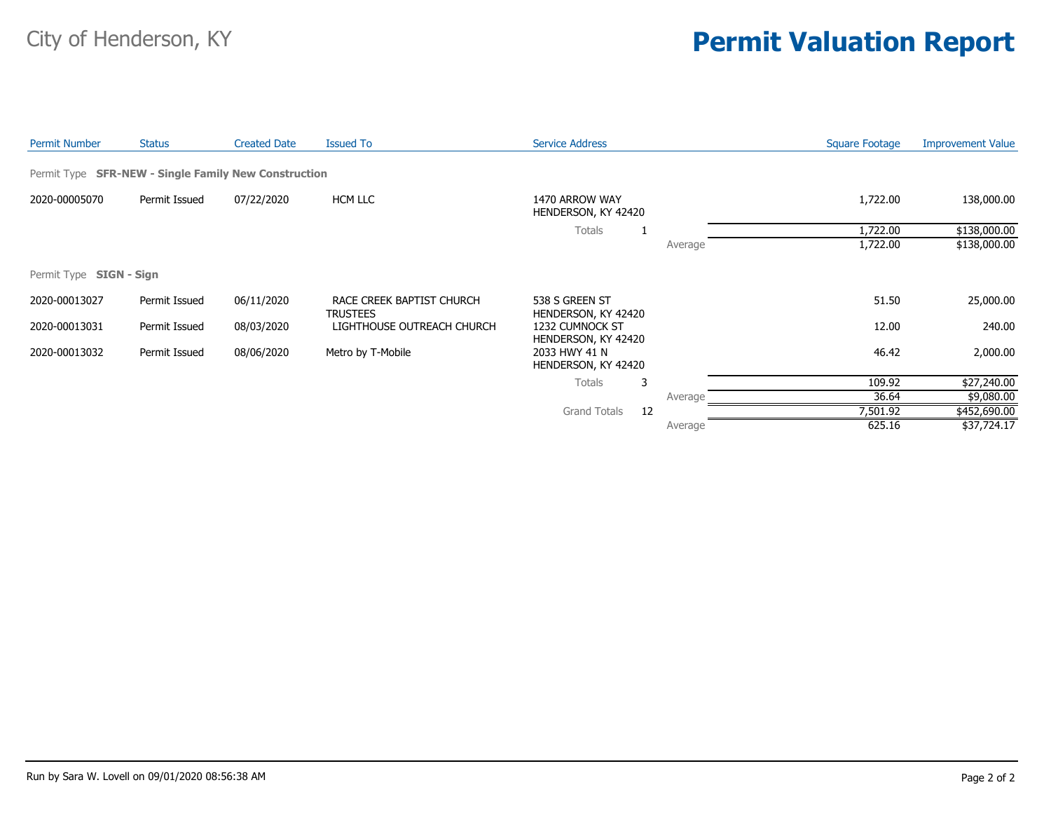City of Henderson, KY

# Permit Valuation Report

| Permit Number | Status | Created Date | Issued To | Service Address | | | Square Footage | Improvement Value |
|---|---|---|---|---|---|---|---|---|
| Permit Type **SFR-NEW - Single Family New Construction** | | | | | | | | |
| 2020-00005070 | Permit Issued | 07/22/2020 | HCM LLC | 1470 ARROW WAY HENDERSON, KY 42420 | | | 1,722.00 | 138,000.00 |
| | | | | Totals | 1 | | 1,722.00 | $138,000.00 |
| | | | | | | Average | 1,722.00 | $138,000.00 |
| Permit Type **SIGN - Sign** | | | | | | | | |
| 2020-00013027 | Permit Issued | 06/11/2020 | RACE CREEK BAPTIST CHURCH TRUSTEES | 538 S GREEN ST HENDERSON, KY 42420 | | | 51.50 | 25,000.00 |
| 2020-00013031 | Permit Issued | 08/03/2020 | LIGHTHOUSE OUTREACH CHURCH | 1232 CUMNOCK ST HENDERSON, KY 42420 | | | 12.00 | 240.00 |
| 2020-00013032 | Permit Issued | 08/06/2020 | Metro by T-Mobile | 2033 HWY 41 N HENDERSON, KY 42420 | | | 46.42 | 2,000.00 |
| | | | | Totals | 3 | | 109.92 | $27,240.00 |
| | | | | | | Average | 36.64 | $9,080.00 |
| | | | | Grand Totals | 12 | | 7,501.92 | $452,690.00 |
| | | | | | | Average | 625.16 | $37,724.17 |

Run by Sara W. Lovell on 09/01/2020 08:56:38 AM